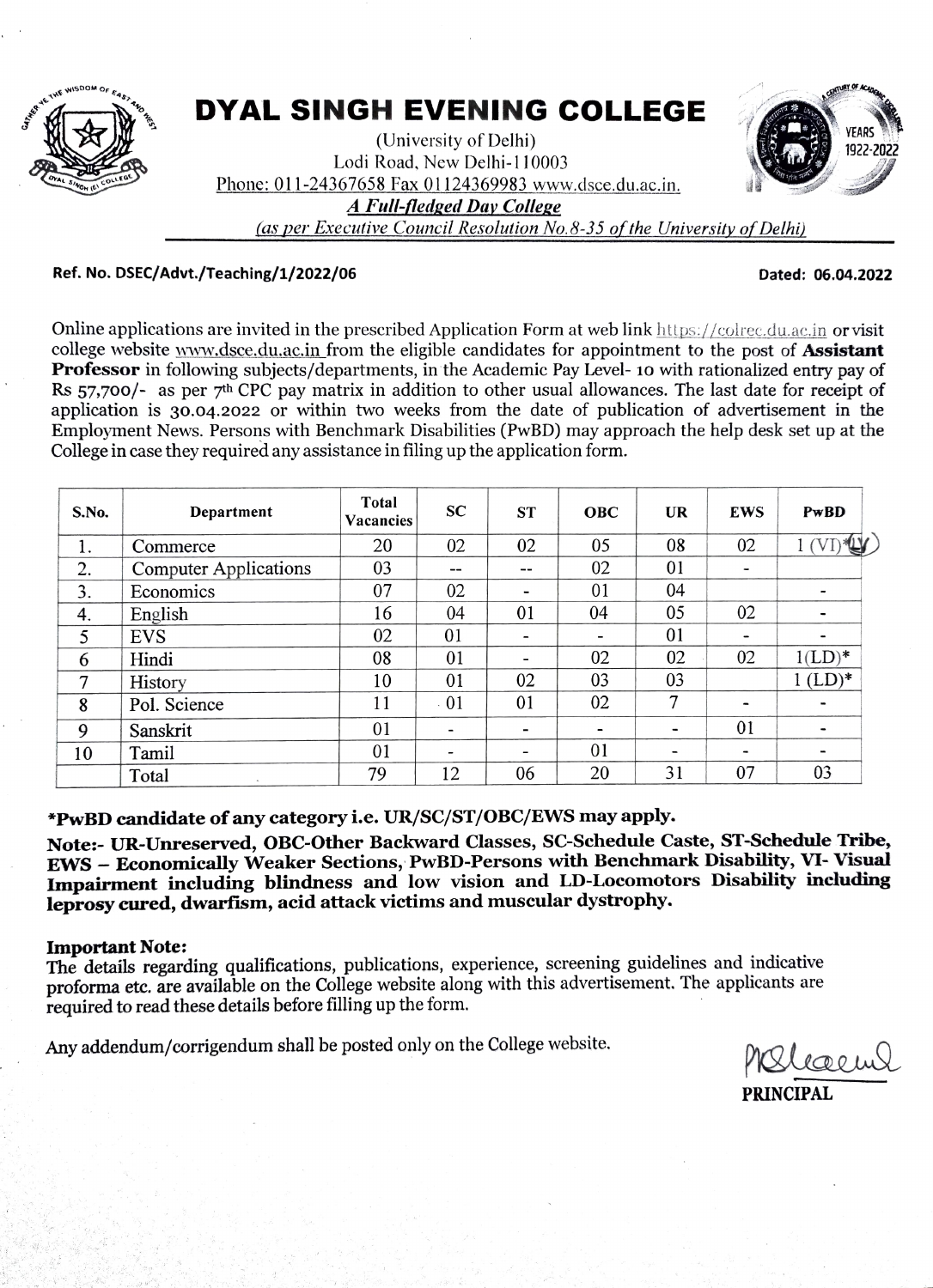// DYAL SINGH EVENING COLLEGE

(University of Delhi)
Lodi Road, New Delhi-110003
Phone: 011-24367658 Fax 01124369983 www.dsce.du.ac.in.

***A Full-fledged Day College***

*(as per Executive Council Resolution No.8-35 of the University of Delhi)*

**Ref. No. DSEC/Advt./Teaching/1/2022/06** **Dated: 06.04.2022**

Online applications are invited in the prescribed Application Form at web link https://colrec.du.ac.in or visit college website www.dsce.du.ac.in from the eligible candidates for appointment to the post of **Assistant Professor** in following subjects/departments, in the Academic Pay Level- 10 with rationalized entry pay of Rs 57,700/- as per 7th CPC pay matrix in addition to other usual allowances. The last date for receipt of application is 30.04.2022 or within two weeks from the date of publication of advertisement in the Employment News. Persons with Benchmark Disabilities (PwBD) may approach the help desk set up at the College in case they required any assistance in filing up the application form.

| S.No. | Department | Total Vacancies | SC | ST | OBC | UR | EWS | PwBD |
|---|---|---|---|---|---|---|---|---|
| 1. | Commerce | 20 | 02 | 02 | 05 | 08 | 02 | 1 (VI)*(LV) |
| 2. | Computer Applications | 03 | -- | -- | 02 | 01 | - | |
| 3. | Economics | 07 | 02 | - | 01 | 04 | | - |
| 4. | English | 16 | 04 | 01 | 04 | 05 | 02 | - |
| 5 | EVS | 02 | 01 | - | - | 01 | - | - |
| 6 | Hindi | 08 | 01 | - | 02 | 02 | 02 | 1(LD)* |
| 7 | History | 10 | 01 | 02 | 03 | 03 | | 1 (LD)* |
| 8 | Pol. Science | 11 | 01 | 01 | 02 | 7 | - | - |
| 9 | Sanskrit | 01 | - | - | - | - | 01 | - |
| 10 | Tamil | 01 | - | - | 01 | - | - | - |
| | Total | 79 | 12 | 06 | 20 | 31 | 07 | 03 |

***PwBD candidate of any category i.e. UR/SC/ST/OBC/EWS may apply.**

**Note:- UR-Unreserved, OBC-Other Backward Classes, SC-Schedule Caste, ST-Schedule Tribe, EWS – Economically Weaker Sections, PwBD-Persons with Benchmark Disability, VI- Visual Impairment including blindness and low vision and LD-Locomotors Disability including leprosy cured, dwarfism, acid attack victims and muscular dystrophy.**

**Important Note:**

The details regarding qualifications, publications, experience, screening guidelines and indicative proforma etc. are available on the College website along with this advertisement. The applicants are required to read these details before filling up the form.

Any addendum/corrigendum shall be posted only on the College website.

**PRINCIPAL**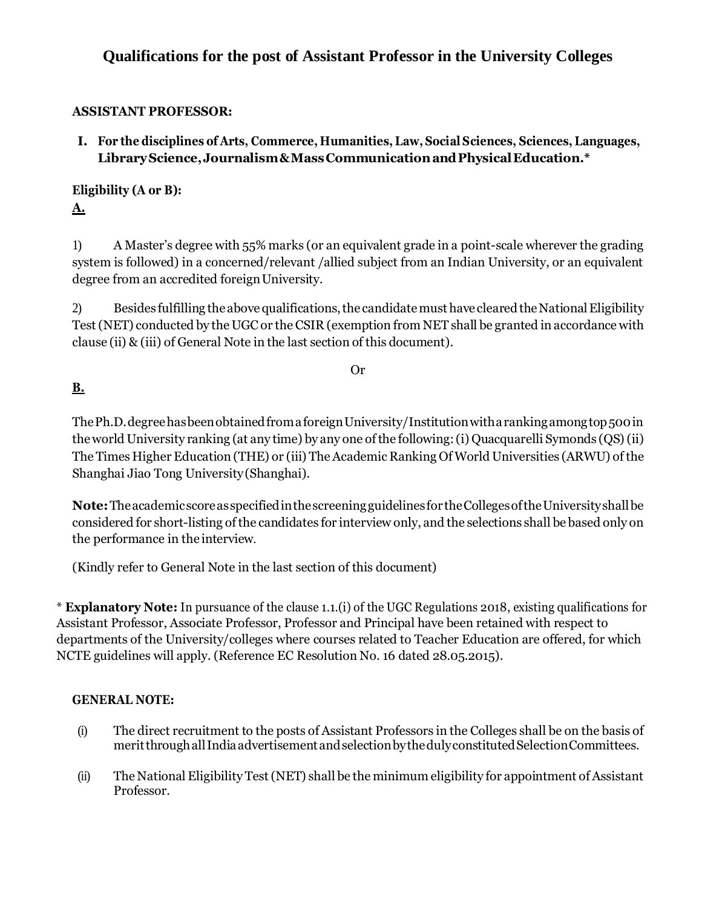# Qualifications for the post of Assistant Professor in the University Colleges

**ASSISTANT PROFESSOR:**

**I. For the disciplines of Arts, Commerce, Humanities, Law, Social Sciences, Sciences, Languages, Library Science, Journalism & Mass Communication and Physical Education.***

**Eligibility (A or B):**

**A.**

1) A Master's degree with 55% marks (or an equivalent grade in a point-scale wherever the grading system is followed) in a concerned/relevant /allied subject from an Indian University, or an equivalent degree from an accredited foreign University.

2) Besides fulfilling the above qualifications, the candidate must have cleared the National Eligibility Test (NET) conducted by the UGC or the CSIR (exemption from NET shall be granted in accordance with clause (ii) & (iii) of General Note in the last section of this document).

Or

**B.**

The Ph.D. degree has been obtained from a foreign University/Institution with a ranking among top 500 in the world University ranking (at any time) by any one of the following: (i) Quacquarelli Symonds (QS) (ii) The Times Higher Education (THE) or (iii) The Academic Ranking Of World Universities (ARWU) of the Shanghai Jiao Tong University (Shanghai).

**Note:** The academic score as specified in the screening guidelines for the Colleges of the University shall be considered for short-listing of the candidates for interview only, and the selections shall be based only on the performance in the interview.

(Kindly refer to General Note in the last section of this document)

\* **Explanatory Note:** In pursuance of the clause 1.1.(i) of the UGC Regulations 2018, existing qualifications for Assistant Professor, Associate Professor, Professor and Principal have been retained with respect to departments of the University/colleges where courses related to Teacher Education are offered, for which NCTE guidelines will apply. (Reference EC Resolution No. 16 dated 28.05.2015).

**GENERAL NOTE:**

(i) The direct recruitment to the posts of Assistant Professors in the Colleges shall be on the basis of merit through all India advertisement and selection by the duly constituted Selection Committees.

(ii) The National Eligibility Test (NET) shall be the minimum eligibility for appointment of Assistant Professor.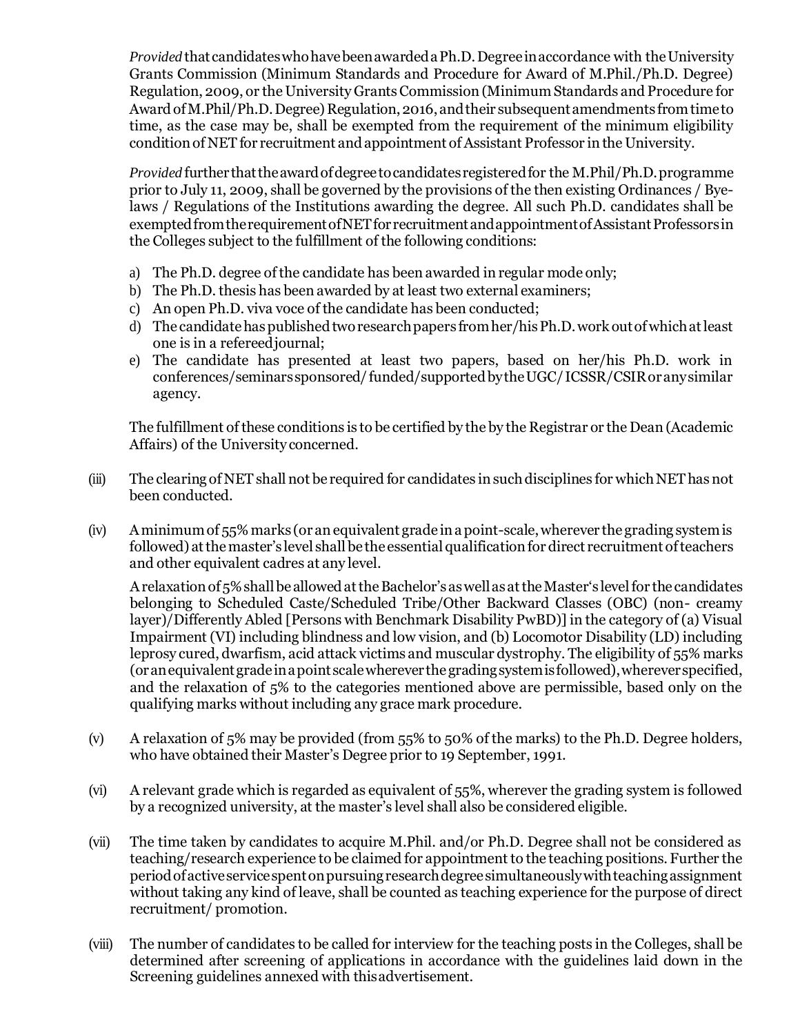*Provided* that candidates who have been awarded a Ph.D. Degree in accordance with the University Grants Commission (Minimum Standards and Procedure for Award of M.Phil./Ph.D. Degree) Regulation, 2009, or the University Grants Commission (Minimum Standards and Procedure for Award of M.Phil/Ph.D. Degree) Regulation, 2016, and their subsequent amendments from time to time, as the case may be, shall be exempted from the requirement of the minimum eligibility condition of NET for recruitment and appointment of Assistant Professor in the University.

*Provided* further that the award of degree to candidates registered for the M.Phil/Ph.D. programme prior to July 11, 2009, shall be governed by the provisions of the then existing Ordinances / Bye-laws / Regulations of the Institutions awarding the degree. All such Ph.D. candidates shall be exempted from the requirement of NET for recruitment and appointment of Assistant Professors in the Colleges subject to the fulfillment of the following conditions:

a) The Ph.D. degree of the candidate has been awarded in regular mode only;
b) The Ph.D. thesis has been awarded by at least two external examiners;
c) An open Ph.D. viva voce of the candidate has been conducted;
d) The candidate has published two research papers from her/his Ph.D. work out of which at least one is in a refereed journal;
e) The candidate has presented at least two papers, based on her/his Ph.D. work in conferences/seminars sponsored/ funded/supported by the UGC/ ICSSR/CSIR or any similar agency.

The fulfillment of these conditions is to be certified by the by the Registrar or the Dean (Academic Affairs) of the University concerned.

(iii) The clearing of NET shall not be required for candidates in such disciplines for which NET has not been conducted.

(iv) A minimum of 55% marks (or an equivalent grade in a point-scale, wherever the grading system is followed) at the master's level shall be the essential qualification for direct recruitment of teachers and other equivalent cadres at any level.

A relaxation of 5% shall be allowed at the Bachelor's as well as at the Master's level for the candidates belonging to Scheduled Caste/Scheduled Tribe/Other Backward Classes (OBC) (non- creamy layer)/Differently Abled [Persons with Benchmark Disability PwBD)] in the category of (a) Visual Impairment (VI) including blindness and low vision, and (b) Locomotor Disability (LD) including leprosy cured, dwarfism, acid attack victims and muscular dystrophy. The eligibility of 55% marks (or an equivalent grade in a point scale wherever the grading system is followed), wherever specified, and the relaxation of 5% to the categories mentioned above are permissible, based only on the qualifying marks without including any grace mark procedure.

(v) A relaxation of 5% may be provided (from 55% to 50% of the marks) to the Ph.D. Degree holders, who have obtained their Master's Degree prior to 19 September, 1991.

(vi) A relevant grade which is regarded as equivalent of 55%, wherever the grading system is followed by a recognized university, at the master's level shall also be considered eligible.

(vii) The time taken by candidates to acquire M.Phil. and/or Ph.D. Degree shall not be considered as teaching/research experience to be claimed for appointment to the teaching positions. Further the period of active service spent on pursuing research degree simultaneously with teaching assignment without taking any kind of leave, shall be counted as teaching experience for the purpose of direct recruitment/ promotion.

(viii) The number of candidates to be called for interview for the teaching posts in the Colleges, shall be determined after screening of applications in accordance with the guidelines laid down in the Screening guidelines annexed with this advertisement.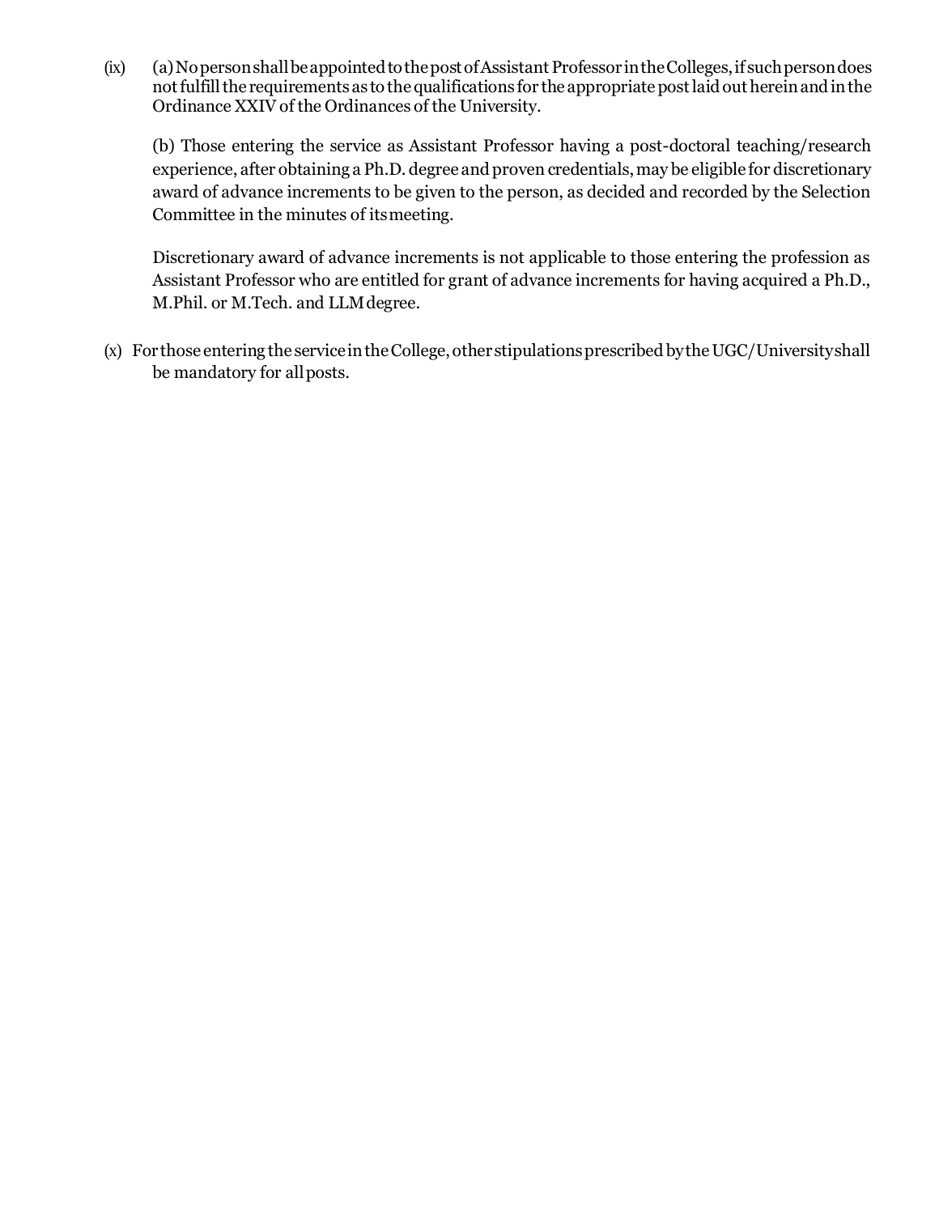(ix) (a) No person shall be appointed to the post of Assistant Professor in the Colleges, if such person does not fulfill the requirements as to the qualifications for the appropriate post laid out herein and in the Ordinance XXIV of the Ordinances of the University.

(b) Those entering the service as Assistant Professor having a post-doctoral teaching/research experience, after obtaining a Ph.D. degree and proven credentials, may be eligible for discretionary award of advance increments to be given to the person, as decided and recorded by the Selection Committee in the minutes of its meeting.

Discretionary award of advance increments is not applicable to those entering the profession as Assistant Professor who are entitled for grant of advance increments for having acquired a Ph.D., M.Phil. or M.Tech. and LLM degree.

(x) For those entering the service in the College, other stipulations prescribed by the UGC/University shall be mandatory for all posts.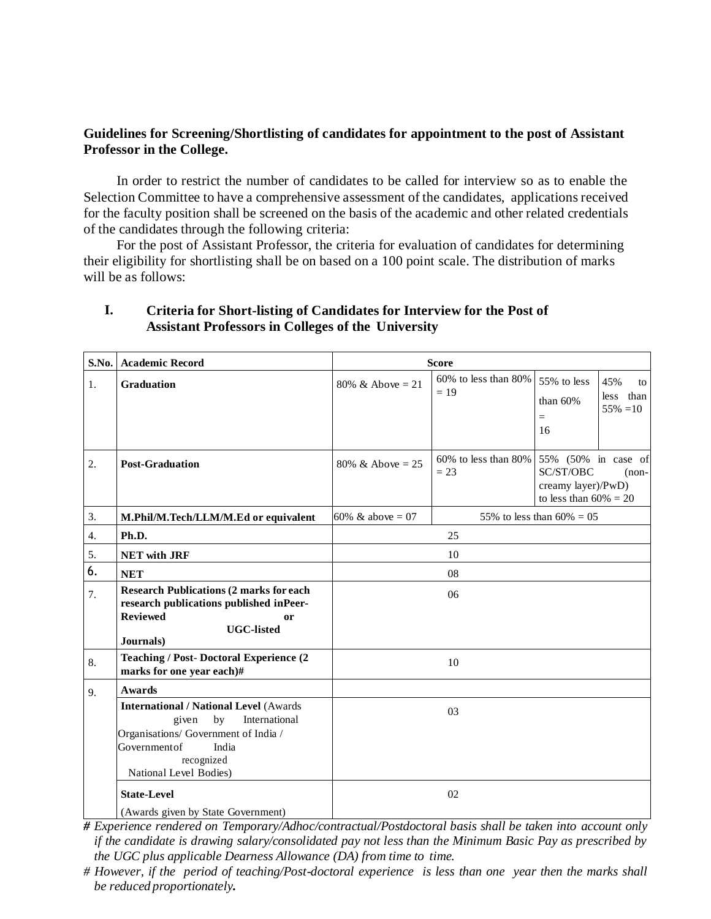**Guidelines for Screening/Shortlisting of candidates for appointment to the post of Assistant Professor in the College.**

In order to restrict the number of candidates to be called for interview so as to enable the Selection Committee to have a comprehensive assessment of the candidates, applications received for the faculty position shall be screened on the basis of the academic and other related credentials of the candidates through the following criteria:

For the post of Assistant Professor, the criteria for evaluation of candidates for determining their eligibility for shortlisting shall be on based on a 100 point scale. The distribution of marks will be as follows:

## I. Criteria for Short-listing of Candidates for Interview for the Post of Assistant Professors in Colleges of the University

| S.No. | Academic Record | Score | | | |
|---|---|---|---|---|---|
| 1. | **Graduation** | 80% & Above = 21 | 60% to less than 80% = 19 | 55% to less than 60% = 16 | 45% to less than 55% =10 |
| 2. | **Post-Graduation** | 80% & Above = 25 | 60% to less than 80% = 23 | 55% (50% in case of SC/ST/OBC (non-creamy layer)/PwD) to less than 60% = 20 | |
| 3. | **M.Phil/M.Tech/LLM/M.Ed or equivalent** | 60% & above = 07 | 55% to less than 60% = 05 | | |
| 4. | **Ph.D.** | 25 | | | |
| 5. | **NET with JRF** | 10 | | | |
| 6. | **NET** | 08 | | | |
| 7. | **Research Publications (2 marks for each research publications published in Peer-Reviewed or UGC-listed Journals)** | 06 | | | |
| 8. | **Teaching / Post- Doctoral Experience (2 marks for one year each)#** | 10 | | | |
| 9. | **Awards** | | | | |
| | **International / National Level** (Awards given by International Organisations/ Government of India / Government of India recognized National Level Bodies) | 03 | | | |
| | **State-Level** (Awards given by State Government) | 02 | | | |

***#*** *Experience rendered on Temporary/Adhoc/contractual/Postdoctoral basis shall be taken into account only if the candidate is drawing salary/consolidated pay not less than the Minimum Basic Pay as prescribed by the UGC plus applicable Dearness Allowance (DA) from time to time.*

*# However, if the period of teaching/Post-doctoral experience is less than one year then the marks shall be reduced proportionately.*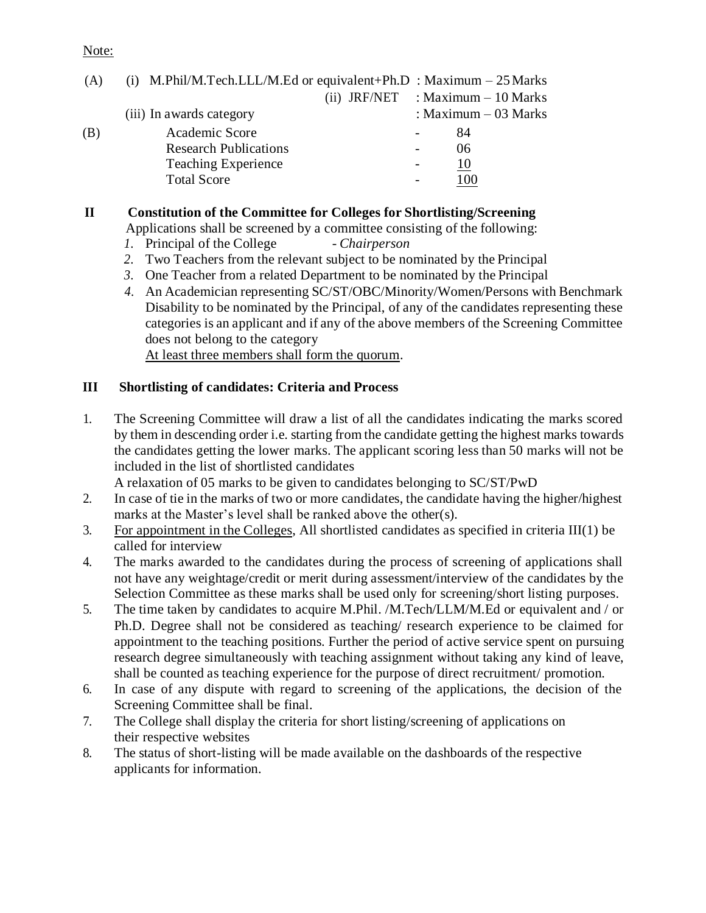Note:

(A) (i) M.Phil/M.Tech.LLL/M.Ed or equivalent+Ph.D : Maximum – 25 Marks
(ii) JRF/NET : Maximum – 10 Marks
(iii) In awards category : Maximum – 03 Marks

(B)

| | | |
|---|---|---|
| Academic Score | - | 84 |
| Research Publications | - | 06 |
| Teaching Experience | - | 10 |
| Total Score | - | 100 |

**II Constitution of the Committee for Colleges for Shortlisting/Screening**

Applications shall be screened by a committee consisting of the following:

1. Principal of the College - *Chairperson*
2. Two Teachers from the relevant subject to be nominated by the Principal
3. One Teacher from a related Department to be nominated by the Principal
4. An Academician representing SC/ST/OBC/Minority/Women/Persons with Benchmark Disability to be nominated by the Principal, of any of the candidates representing these categories is an applicant and if any of the above members of the Screening Committee does not belong to the category
   At least three members shall form the quorum.

**III Shortlisting of candidates: Criteria and Process**

1. The Screening Committee will draw a list of all the candidates indicating the marks scored by them in descending order i.e. starting from the candidate getting the highest marks towards the candidates getting the lower marks. The applicant scoring less than 50 marks will not be included in the list of shortlisted candidates
   A relaxation of 05 marks to be given to candidates belonging to SC/ST/PwD
2. In case of tie in the marks of two or more candidates, the candidate having the higher/highest marks at the Master's level shall be ranked above the other(s).
3. For appointment in the Colleges, All shortlisted candidates as specified in criteria III(1) be called for interview
4. The marks awarded to the candidates during the process of screening of applications shall not have any weightage/credit or merit during assessment/interview of the candidates by the Selection Committee as these marks shall be used only for screening/short listing purposes.
5. The time taken by candidates to acquire M.Phil. /M.Tech/LLM/M.Ed or equivalent and / or Ph.D. Degree shall not be considered as teaching/ research experience to be claimed for appointment to the teaching positions. Further the period of active service spent on pursuing research degree simultaneously with teaching assignment without taking any kind of leave, shall be counted as teaching experience for the purpose of direct recruitment/ promotion.
6. In case of any dispute with regard to screening of the applications, the decision of the Screening Committee shall be final.
7. The College shall display the criteria for short listing/screening of applications on their respective websites
8. The status of short-listing will be made available on the dashboards of the respective applicants for information.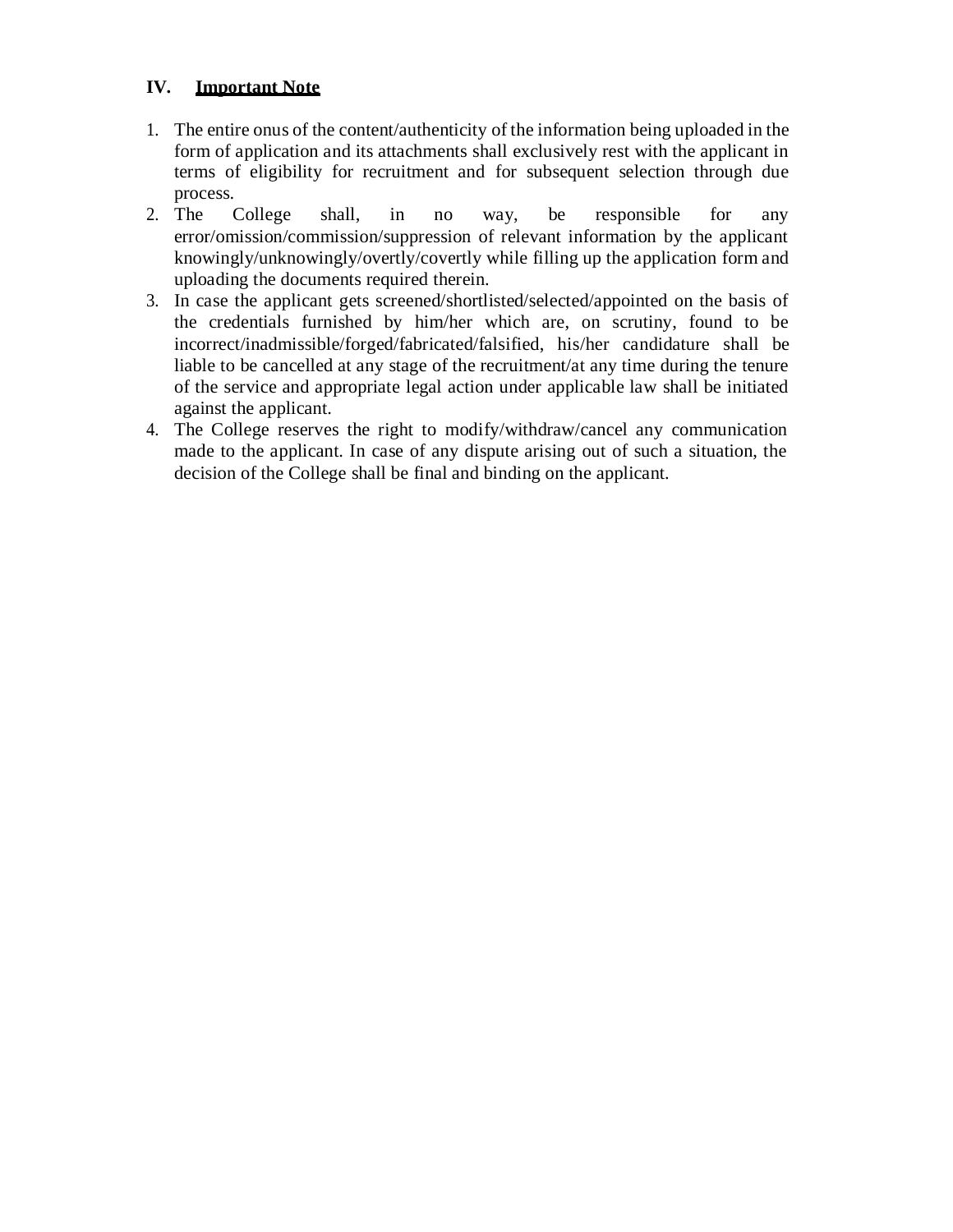## IV. **Important Note**

1. The entire onus of the content/authenticity of the information being uploaded in the form of application and its attachments shall exclusively rest with the applicant in terms of eligibility for recruitment and for subsequent selection through due process.
2. The College shall, in no way, be responsible for any error/omission/commission/suppression of relevant information by the applicant knowingly/unknowingly/overtly/covertly while filling up the application form and uploading the documents required therein.
3. In case the applicant gets screened/shortlisted/selected/appointed on the basis of the credentials furnished by him/her which are, on scrutiny, found to be incorrect/inadmissible/forged/fabricated/falsified, his/her candidature shall be liable to be cancelled at any stage of the recruitment/at any time during the tenure of the service and appropriate legal action under applicable law shall be initiated against the applicant.
4. The College reserves the right to modify/withdraw/cancel any communication made to the applicant. In case of any dispute arising out of such a situation, the decision of the College shall be final and binding on the applicant.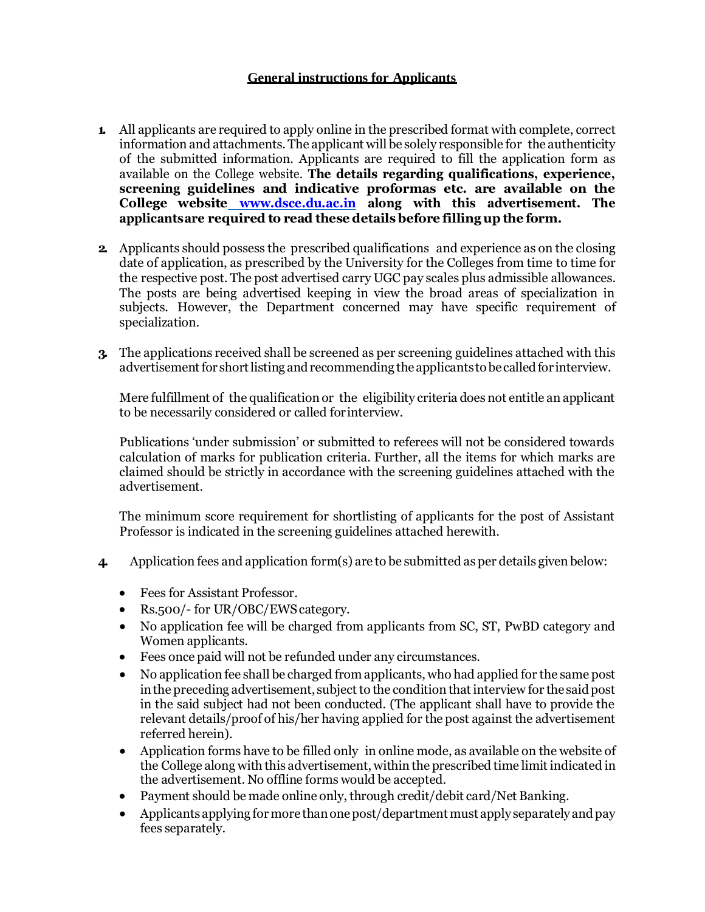# General instructions for Applicants

1. All applicants are required to apply online in the prescribed format with complete, correct information and attachments. The applicant will be solely responsible for the authenticity of the submitted information. Applicants are required to fill the application form as available on the College website. **The details regarding qualifications, experience, screening guidelines and indicative proformas etc. are available on the College website [www.dsce.du.ac.in](http://www.dsce.du.ac.in) along with this advertisement. The applicants are required to read these details before filling up the form.**

2. Applicants should possess the prescribed qualifications and experience as on the closing date of application, as prescribed by the University for the Colleges from time to time for the respective post. The post advertised carry UGC pay scales plus admissible allowances. The posts are being advertised keeping in view the broad areas of specialization in subjects. However, the Department concerned may have specific requirement of specialization.

3. The applications received shall be screened as per screening guidelines attached with this advertisement for short listing and recommending the applicants to be called for interview.

   Mere fulfillment of the qualification or the eligibility criteria does not entitle an applicant to be necessarily considered or called for interview.

   Publications 'under submission' or submitted to referees will not be considered towards calculation of marks for publication criteria. Further, all the items for which marks are claimed should be strictly in accordance with the screening guidelines attached with the advertisement.

   The minimum score requirement for shortlisting of applicants for the post of Assistant Professor is indicated in the screening guidelines attached herewith.

4. Application fees and application form(s) are to be submitted as per details given below:

   - Fees for Assistant Professor.
   - Rs.500/- for UR/OBC/EWS category.
   - No application fee will be charged from applicants from SC, ST, PwBD category and Women applicants.
   - Fees once paid will not be refunded under any circumstances.
   - No application fee shall be charged from applicants, who had applied for the same post in the preceding advertisement, subject to the condition that interview for the said post in the said subject had not been conducted. (The applicant shall have to provide the relevant details/proof of his/her having applied for the post against the advertisement referred herein).
   - Application forms have to be filled only in online mode, as available on the website of the College along with this advertisement, within the prescribed time limit indicated in the advertisement. No offline forms would be accepted.
   - Payment should be made online only, through credit/debit card/Net Banking.
   - Applicants applying for more than one post/department must apply separately and pay fees separately.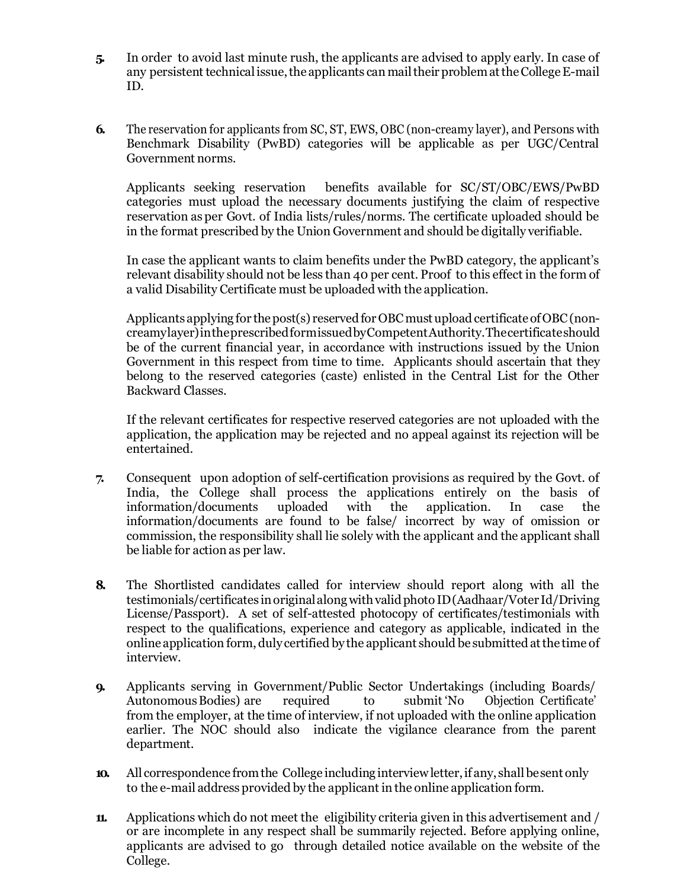**5.** In order to avoid last minute rush, the applicants are advised to apply early. In case of any persistent technical issue, the applicants can mail their problem at the College E-mail ID.

**6.** The reservation for applicants from SC, ST, EWS, OBC (non-creamy layer), and Persons with Benchmark Disability (PwBD) categories will be applicable as per UGC/Central Government norms.

Applicants seeking reservation benefits available for SC/ST/OBC/EWS/PwBD categories must upload the necessary documents justifying the claim of respective reservation as per Govt. of India lists/rules/norms. The certificate uploaded should be in the format prescribed by the Union Government and should be digitally verifiable.

In case the applicant wants to claim benefits under the PwBD category, the applicant's relevant disability should not be less than 40 per cent. Proof to this effect in the form of a valid Disability Certificate must be uploaded with the application.

Applicants applying for the post(s) reserved for OBC must upload certificate of OBC (non-creamy layer) in the prescribed form issued by Competent Authority. The certificate should be of the current financial year, in accordance with instructions issued by the Union Government in this respect from time to time. Applicants should ascertain that they belong to the reserved categories (caste) enlisted in the Central List for the Other Backward Classes.

If the relevant certificates for respective reserved categories are not uploaded with the application, the application may be rejected and no appeal against its rejection will be entertained.

**7.** Consequent upon adoption of self-certification provisions as required by the Govt. of India, the College shall process the applications entirely on the basis of information/documents uploaded with the application. In case the information/documents are found to be false/ incorrect by way of omission or commission, the responsibility shall lie solely with the applicant and the applicant shall be liable for action as per law.

**8.** The Shortlisted candidates called for interview should report along with all the testimonials/certificates in original along with valid photo ID (Aadhaar/Voter Id/Driving License/Passport). A set of self-attested photocopy of certificates/testimonials with respect to the qualifications, experience and category as applicable, indicated in the online application form, duly certified by the applicant should be submitted at the time of interview.

**9.** Applicants serving in Government/Public Sector Undertakings (including Boards/ Autonomous Bodies) are required to submit 'No Objection Certificate' from the employer, at the time of interview, if not uploaded with the online application earlier. The NOC should also indicate the vigilance clearance from the parent department.

**10.** All correspondence from the College including interview letter, if any, shall be sent only to the e-mail address provided by the applicant in the online application form.

**11.** Applications which do not meet the eligibility criteria given in this advertisement and / or are incomplete in any respect shall be summarily rejected. Before applying online, applicants are advised to go through detailed notice available on the website of the College.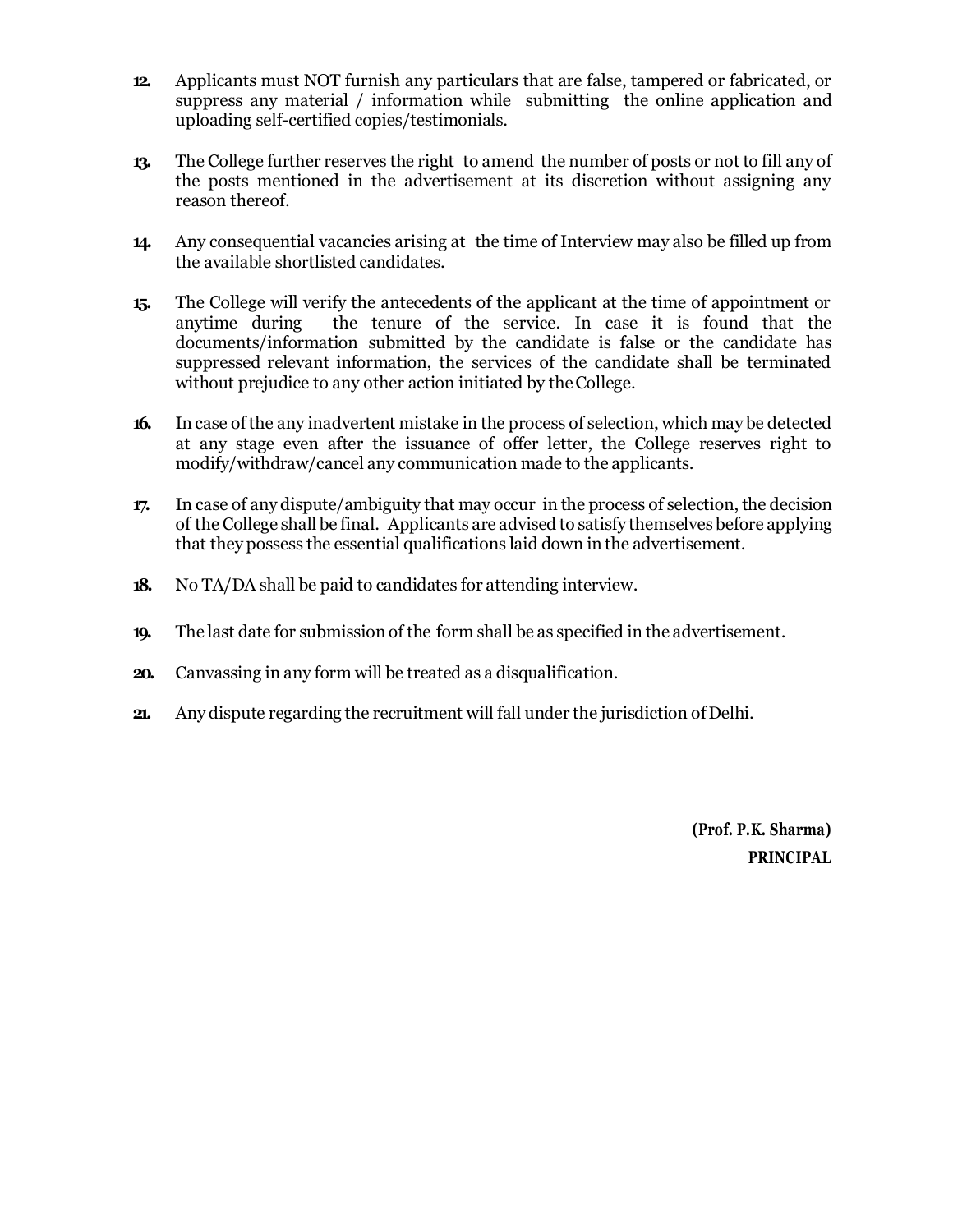12. Applicants must NOT furnish any particulars that are false, tampered or fabricated, or suppress any material / information while submitting the online application and uploading self-certified copies/testimonials.

13. The College further reserves the right to amend the number of posts or not to fill any of the posts mentioned in the advertisement at its discretion without assigning any reason thereof.

14. Any consequential vacancies arising at the time of Interview may also be filled up from the available shortlisted candidates.

15. The College will verify the antecedents of the applicant at the time of appointment or anytime during the tenure of the service. In case it is found that the documents/information submitted by the candidate is false or the candidate has suppressed relevant information, the services of the candidate shall be terminated without prejudice to any other action initiated by the College.

16. In case of the any inadvertent mistake in the process of selection, which may be detected at any stage even after the issuance of offer letter, the College reserves right to modify/withdraw/cancel any communication made to the applicants.

17. In case of any dispute/ambiguity that may occur in the process of selection, the decision of the College shall be final. Applicants are advised to satisfy themselves before applying that they possess the essential qualifications laid down in the advertisement.

18. No TA/DA shall be paid to candidates for attending interview.

19. The last date for submission of the form shall be as specified in the advertisement.

20. Canvassing in any form will be treated as a disqualification.

21. Any dispute regarding the recruitment will fall under the jurisdiction of Delhi.

**(Prof. P.K. Sharma)**
**PRINCIPAL**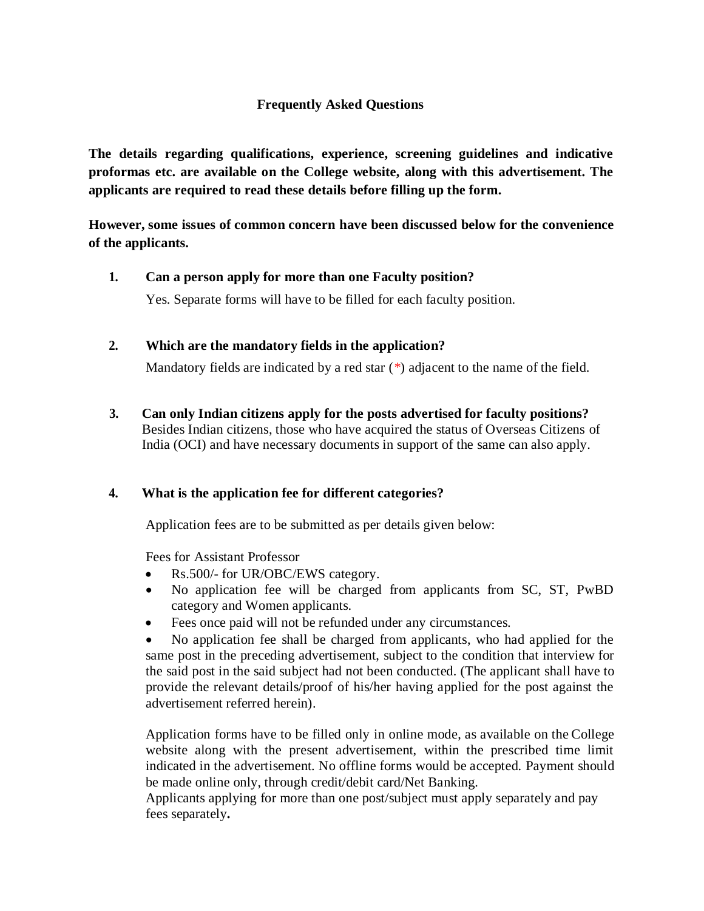## Frequently Asked Questions

**The details regarding qualifications, experience, screening guidelines and indicative proformas etc. are available on the College website, along with this advertisement. The applicants are required to read these details before filling up the form.**

**However, some issues of common concern have been discussed below for the convenience of the applicants.**

1. **Can a person apply for more than one Faculty position?**

   Yes. Separate forms will have to be filled for each faculty position.

2. **Which are the mandatory fields in the application?**

   Mandatory fields are indicated by a red star (*) adjacent to the name of the field.

3. **Can only Indian citizens apply for the posts advertised for faculty positions?**

   Besides Indian citizens, those who have acquired the status of Overseas Citizens of India (OCI) and have necessary documents in support of the same can also apply.

4. **What is the application fee for different categories?**

   Application fees are to be submitted as per details given below:

   Fees for Assistant Professor

   - Rs.500/- for UR/OBC/EWS category.
   - No application fee will be charged from applicants from SC, ST, PwBD category and Women applicants.
   - Fees once paid will not be refunded under any circumstances.
   - No application fee shall be charged from applicants, who had applied for the same post in the preceding advertisement, subject to the condition that interview for the said post in the said subject had not been conducted. (The applicant shall have to provide the relevant details/proof of his/her having applied for the post against the advertisement referred herein).

   Application forms have to be filled only in online mode, as available on the College website along with the present advertisement, within the prescribed time limit indicated in the advertisement. No offline forms would be accepted. Payment should be made online only, through credit/debit card/Net Banking.

   Applicants applying for more than one post/subject must apply separately and pay fees separately**.**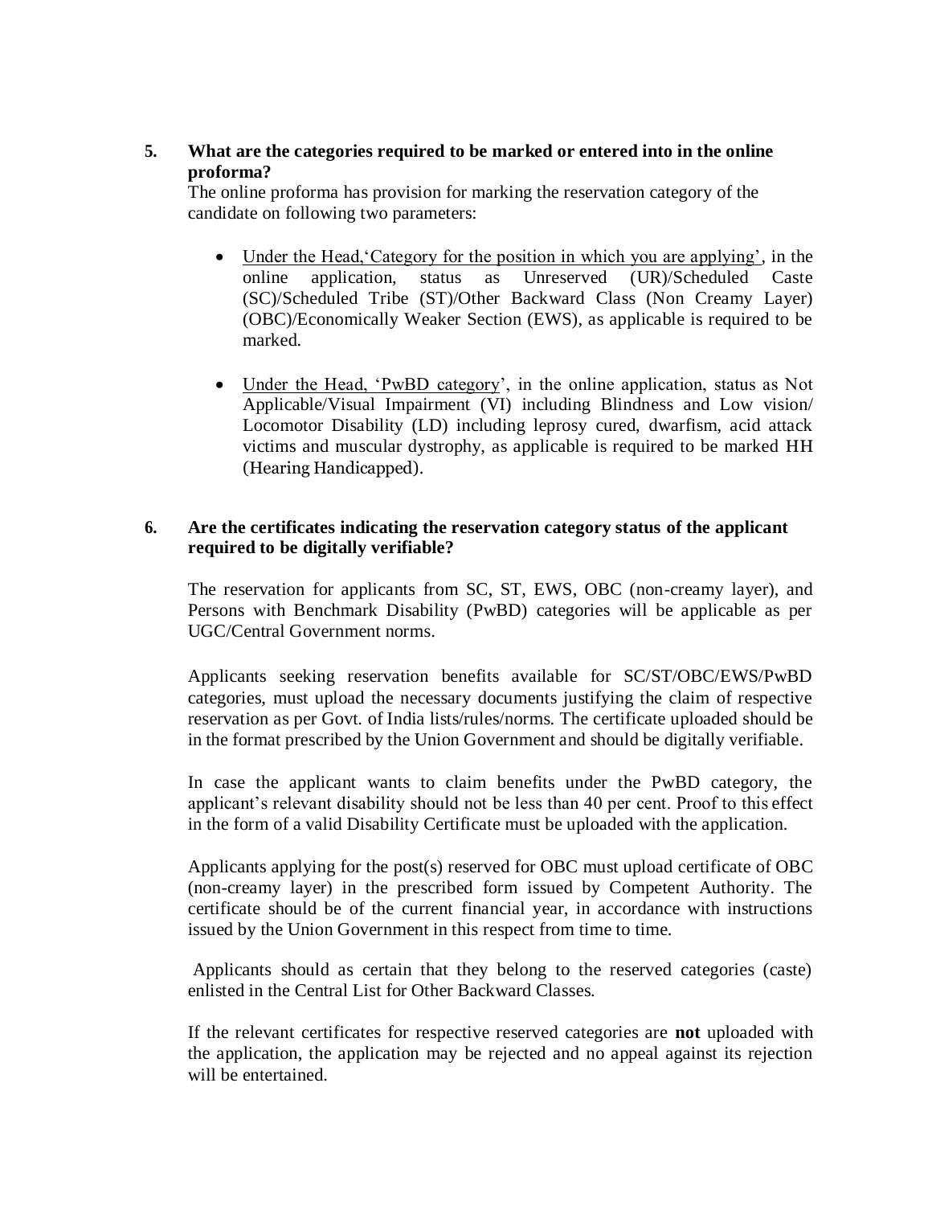**5. What are the categories required to be marked or entered into in the online proforma?**

The online proforma has provision for marking the reservation category of the candidate on following two parameters:

- Under the Head,'Category for the position in which you are applying', in the online application, status as Unreserved (UR)/Scheduled Caste (SC)/Scheduled Tribe (ST)/Other Backward Class (Non Creamy Layer) (OBC)/Economically Weaker Section (EWS), as applicable is required to be marked.

- Under the Head, 'PwBD category', in the online application, status as Not Applicable/Visual Impairment (VI) including Blindness and Low vision/ Locomotor Disability (LD) including leprosy cured, dwarfism, acid attack victims and muscular dystrophy, as applicable is required to be marked HH (Hearing Handicapped).

**6. Are the certificates indicating the reservation category status of the applicant required to be digitally verifiable?**

The reservation for applicants from SC, ST, EWS, OBC (non-creamy layer), and Persons with Benchmark Disability (PwBD) categories will be applicable as per UGC/Central Government norms.

Applicants seeking reservation benefits available for SC/ST/OBC/EWS/PwBD categories, must upload the necessary documents justifying the claim of respective reservation as per Govt. of India lists/rules/norms. The certificate uploaded should be in the format prescribed by the Union Government and should be digitally verifiable.

In case the applicant wants to claim benefits under the PwBD category, the applicant's relevant disability should not be less than 40 per cent. Proof to this effect in the form of a valid Disability Certificate must be uploaded with the application.

Applicants applying for the post(s) reserved for OBC must upload certificate of OBC (non-creamy layer) in the prescribed form issued by Competent Authority. The certificate should be of the current financial year, in accordance with instructions issued by the Union Government in this respect from time to time.

Applicants should as certain that they belong to the reserved categories (caste) enlisted in the Central List for Other Backward Classes.

If the relevant certificates for respective reserved categories are **not** uploaded with the application, the application may be rejected and no appeal against its rejection will be entertained.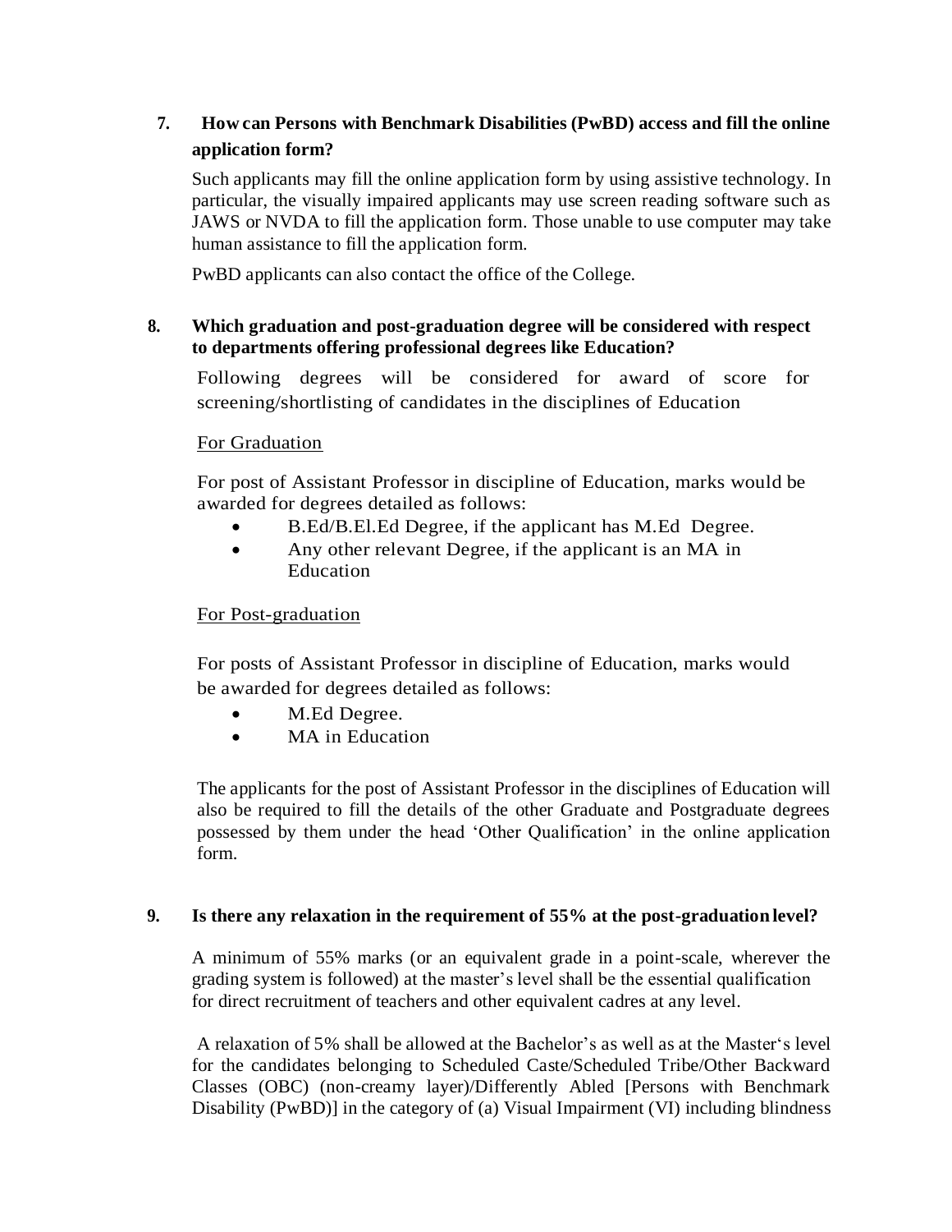**7. How can Persons with Benchmark Disabilities (PwBD) access and fill the online application form?**

Such applicants may fill the online application form by using assistive technology. In particular, the visually impaired applicants may use screen reading software such as JAWS or NVDA to fill the application form. Those unable to use computer may take human assistance to fill the application form.

PwBD applicants can also contact the office of the College.

**8. Which graduation and post-graduation degree will be considered with respect to departments offering professional degrees like Education?**

Following degrees will be considered for award of score for screening/shortlisting of candidates in the disciplines of Education

For Graduation

For post of Assistant Professor in discipline of Education, marks would be awarded for degrees detailed as follows:

- B.Ed/B.El.Ed Degree, if the applicant has M.Ed Degree.
- Any other relevant Degree, if the applicant is an MA in Education

For Post-graduation

For posts of Assistant Professor in discipline of Education, marks would be awarded for degrees detailed as follows:

- M.Ed Degree.
- MA in Education

The applicants for the post of Assistant Professor in the disciplines of Education will also be required to fill the details of the other Graduate and Postgraduate degrees possessed by them under the head 'Other Qualification' in the online application form.

**9. Is there any relaxation in the requirement of 55% at the post-graduation level?**

A minimum of 55% marks (or an equivalent grade in a point-scale, wherever the grading system is followed) at the master's level shall be the essential qualification for direct recruitment of teachers and other equivalent cadres at any level.

A relaxation of 5% shall be allowed at the Bachelor's as well as at the Master's level for the candidates belonging to Scheduled Caste/Scheduled Tribe/Other Backward Classes (OBC) (non-creamy layer)/Differently Abled [Persons with Benchmark Disability (PwBD)] in the category of (a) Visual Impairment (VI) including blindness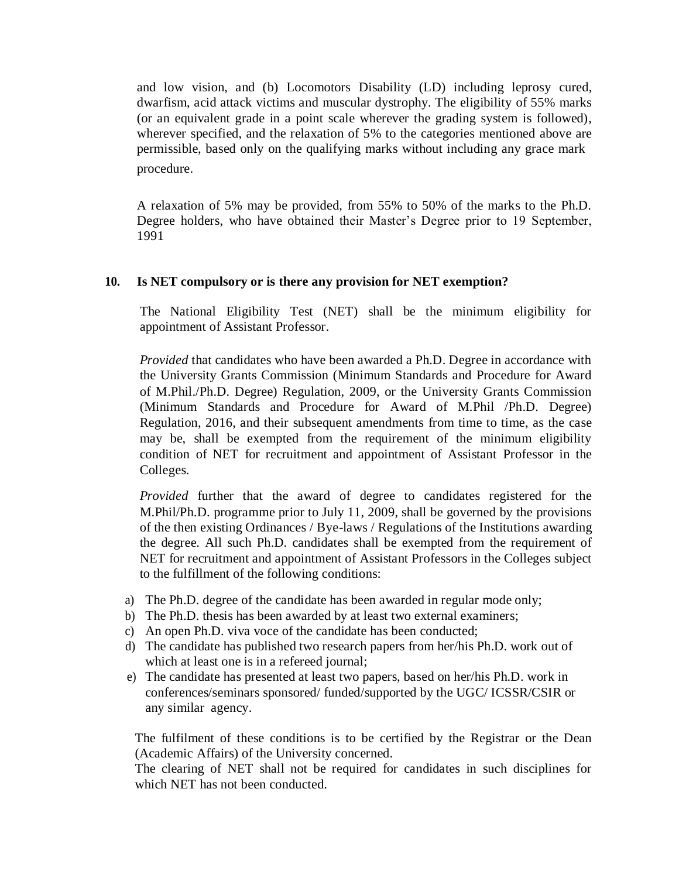and low vision, and (b) Locomotors Disability (LD) including leprosy cured, dwarfism, acid attack victims and muscular dystrophy. The eligibility of 55% marks (or an equivalent grade in a point scale wherever the grading system is followed), wherever specified, and the relaxation of 5% to the categories mentioned above are permissible, based only on the qualifying marks without including any grace mark procedure.

A relaxation of 5% may be provided, from 55% to 50% of the marks to the Ph.D. Degree holders, who have obtained their Master's Degree prior to 19 September, 1991

**10. Is NET compulsory or is there any provision for NET exemption?**

The National Eligibility Test (NET) shall be the minimum eligibility for appointment of Assistant Professor.

*Provided* that candidates who have been awarded a Ph.D. Degree in accordance with the University Grants Commission (Minimum Standards and Procedure for Award of M.Phil./Ph.D. Degree) Regulation, 2009, or the University Grants Commission (Minimum Standards and Procedure for Award of M.Phil /Ph.D. Degree) Regulation, 2016, and their subsequent amendments from time to time, as the case may be, shall be exempted from the requirement of the minimum eligibility condition of NET for recruitment and appointment of Assistant Professor in the Colleges.

*Provided* further that the award of degree to candidates registered for the M.Phil/Ph.D. programme prior to July 11, 2009, shall be governed by the provisions of the then existing Ordinances / Bye-laws / Regulations of the Institutions awarding the degree. All such Ph.D. candidates shall be exempted from the requirement of NET for recruitment and appointment of Assistant Professors in the Colleges subject to the fulfillment of the following conditions:

a) The Ph.D. degree of the candidate has been awarded in regular mode only;
b) The Ph.D. thesis has been awarded by at least two external examiners;
c) An open Ph.D. viva voce of the candidate has been conducted;
d) The candidate has published two research papers from her/his Ph.D. work out of which at least one is in a refereed journal;
e) The candidate has presented at least two papers, based on her/his Ph.D. work in conferences/seminars sponsored/ funded/supported by the UGC/ ICSSR/CSIR or any similar agency.

The fulfilment of these conditions is to be certified by the Registrar or the Dean (Academic Affairs) of the University concerned.

The clearing of NET shall not be required for candidates in such disciplines for which NET has not been conducted.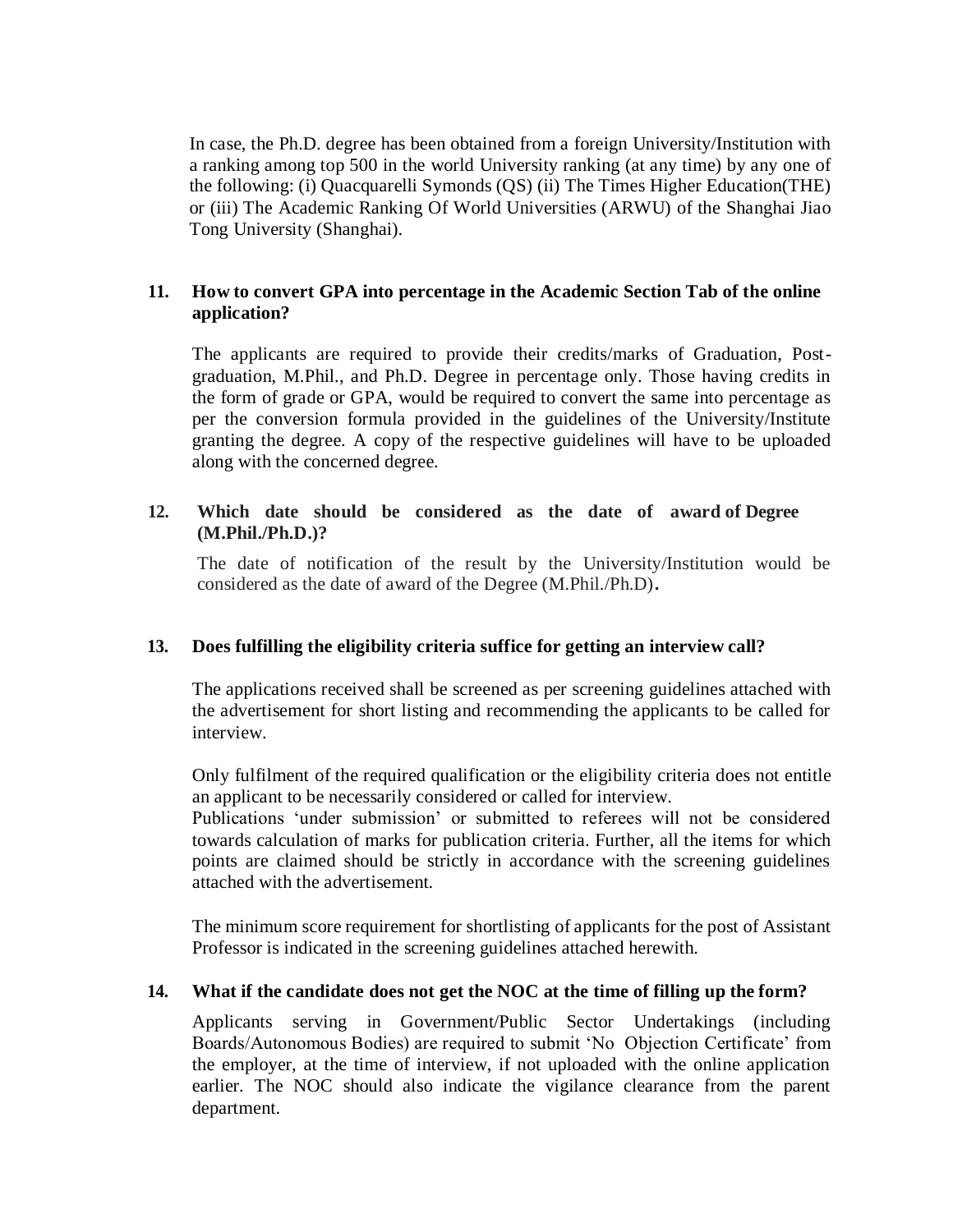In case, the Ph.D. degree has been obtained from a foreign University/Institution with a ranking among top 500 in the world University ranking (at any time) by any one of the following: (i) Quacquarelli Symonds (QS) (ii) The Times Higher Education(THE) or (iii) The Academic Ranking Of World Universities (ARWU) of the Shanghai Jiao Tong University (Shanghai).

**11. How to convert GPA into percentage in the Academic Section Tab of the online application?**

The applicants are required to provide their credits/marks of Graduation, Post-graduation, M.Phil., and Ph.D. Degree in percentage only. Those having credits in the form of grade or GPA, would be required to convert the same into percentage as per the conversion formula provided in the guidelines of the University/Institute granting the degree. A copy of the respective guidelines will have to be uploaded along with the concerned degree.

**12. Which date should be considered as the date of award of Degree (M.Phil./Ph.D.)?**

The date of notification of the result by the University/Institution would be considered as the date of award of the Degree (M.Phil./Ph.D).

**13. Does fulfilling the eligibility criteria suffice for getting an interview call?**

The applications received shall be screened as per screening guidelines attached with the advertisement for short listing and recommending the applicants to be called for interview.

Only fulfilment of the required qualification or the eligibility criteria does not entitle an applicant to be necessarily considered or called for interview.
Publications 'under submission' or submitted to referees will not be considered towards calculation of marks for publication criteria. Further, all the items for which points are claimed should be strictly in accordance with the screening guidelines attached with the advertisement.

The minimum score requirement for shortlisting of applicants for the post of Assistant Professor is indicated in the screening guidelines attached herewith.

**14. What if the candidate does not get the NOC at the time of filling up the form?**

Applicants serving in Government/Public Sector Undertakings (including Boards/Autonomous Bodies) are required to submit 'No Objection Certificate' from the employer, at the time of interview, if not uploaded with the online application earlier. The NOC should also indicate the vigilance clearance from the parent department.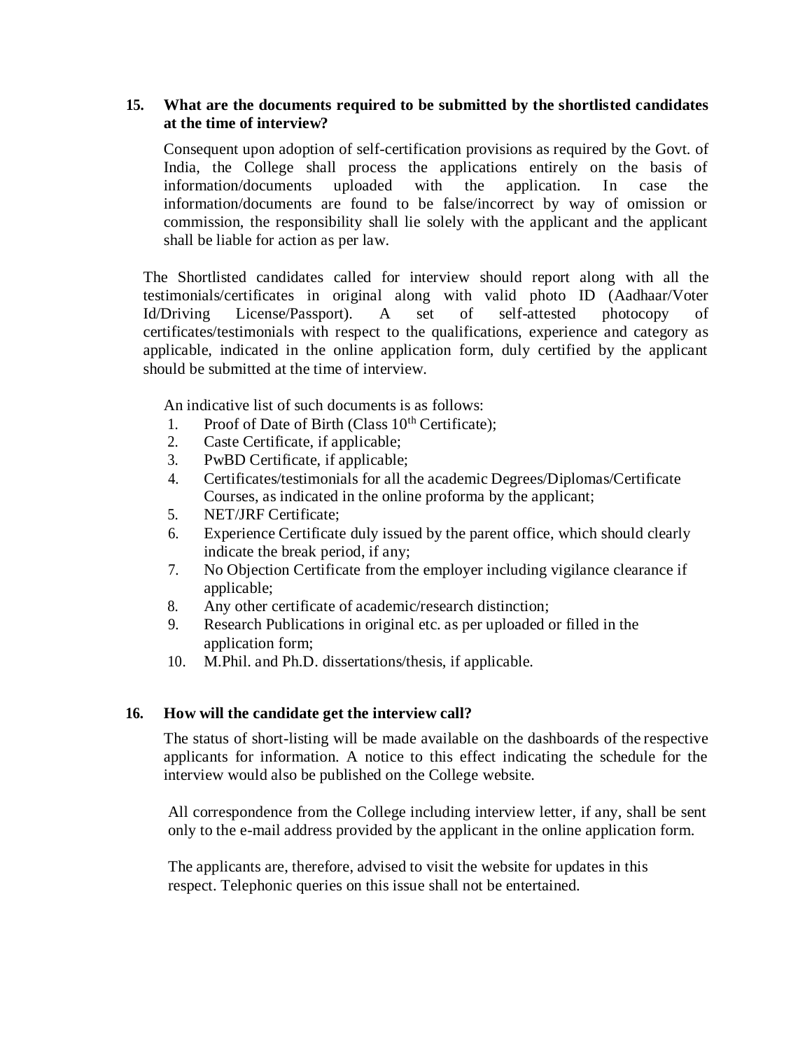**15. What are the documents required to be submitted by the shortlisted candidates at the time of interview?**

Consequent upon adoption of self-certification provisions as required by the Govt. of India, the College shall process the applications entirely on the basis of information/documents uploaded with the application. In case the information/documents are found to be false/incorrect by way of omission or commission, the responsibility shall lie solely with the applicant and the applicant shall be liable for action as per law.

The Shortlisted candidates called for interview should report along with all the testimonials/certificates in original along with valid photo ID (Aadhaar/Voter Id/Driving License/Passport). A set of self-attested photocopy of certificates/testimonials with respect to the qualifications, experience and category as applicable, indicated in the online application form, duly certified by the applicant should be submitted at the time of interview.

An indicative list of such documents is as follows:

1. Proof of Date of Birth (Class 10th Certificate);
2. Caste Certificate, if applicable;
3. PwBD Certificate, if applicable;
4. Certificates/testimonials for all the academic Degrees/Diplomas/Certificate Courses, as indicated in the online proforma by the applicant;
5. NET/JRF Certificate;
6. Experience Certificate duly issued by the parent office, which should clearly indicate the break period, if any;
7. No Objection Certificate from the employer including vigilance clearance if applicable;
8. Any other certificate of academic/research distinction;
9. Research Publications in original etc. as per uploaded or filled in the application form;
10. M.Phil. and Ph.D. dissertations/thesis, if applicable.

**16. How will the candidate get the interview call?**

The status of short-listing will be made available on the dashboards of the respective applicants for information. A notice to this effect indicating the schedule for the interview would also be published on the College website.

All correspondence from the College including interview letter, if any, shall be sent only to the e-mail address provided by the applicant in the online application form.

The applicants are, therefore, advised to visit the website for updates in this respect. Telephonic queries on this issue shall not be entertained.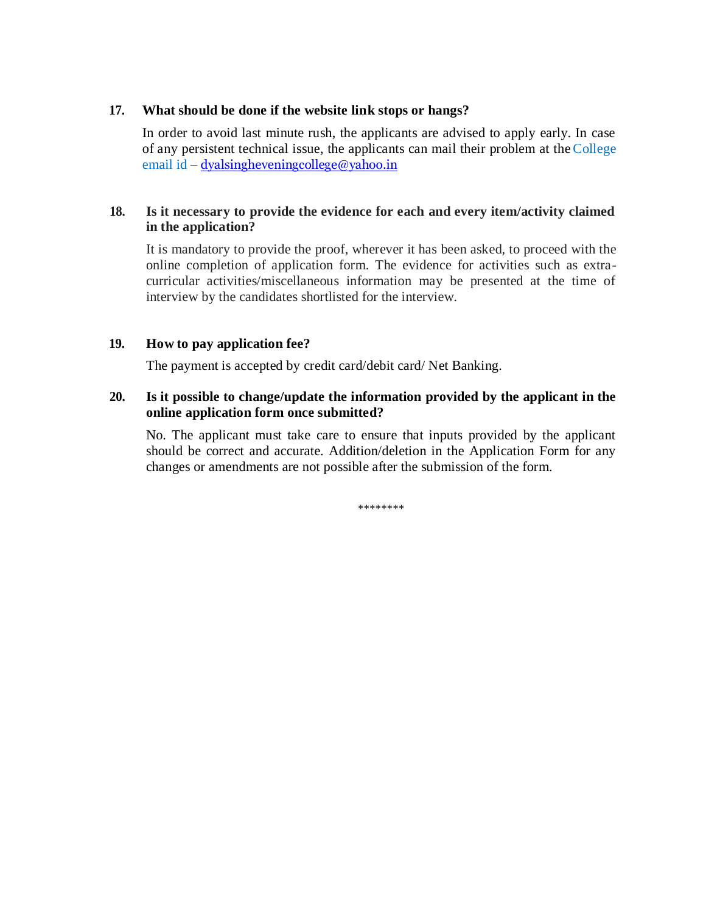**17. What should be done if the website link stops or hangs?**

In order to avoid last minute rush, the applicants are advised to apply early. In case of any persistent technical issue, the applicants can mail their problem at the College email id – dyalsinghevening­college@yahoo.in

**18. Is it necessary to provide the evidence for each and every item/activity claimed in the application?**

It is mandatory to provide the proof, wherever it has been asked, to proceed with the online completion of application form. The evidence for activities such as extra-curricular activities/miscellaneous information may be presented at the time of interview by the candidates shortlisted for the interview.

**19. How to pay application fee?**

The payment is accepted by credit card/debit card/ Net Banking.

**20. Is it possible to change/update the information provided by the applicant in the online application form once submitted?**

No. The applicant must take care to ensure that inputs provided by the applicant should be correct and accurate. Addition/deletion in the Application Form for any changes or amendments are not possible after the submission of the form.

********